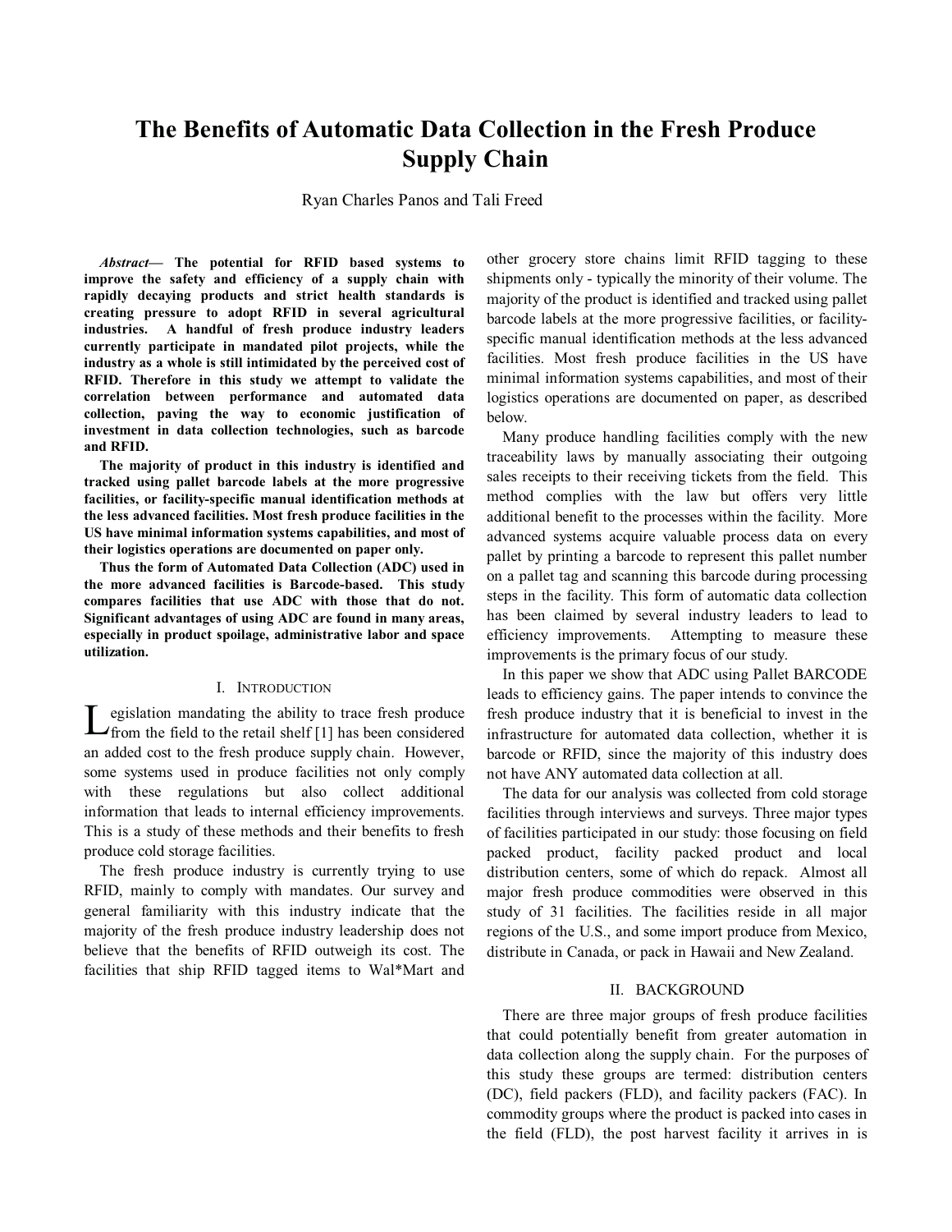# The Benefits of Automatic Data Collection in the Fresh Produce Supply Chain

Ryan Charles Panos and Tali Freed

***Abstract*— The potential for RFID based systems to improve the safety and efficiency of a supply chain with rapidly decaying products and strict health standards is creating pressure to adopt RFID in several agricultural industries. A handful of fresh produce industry leaders currently participate in mandated pilot projects, while the industry as a whole is still intimidated by the perceived cost of RFID. Therefore in this study we attempt to validate the correlation between performance and automated data collection, paving the way to economic justification of investment in data collection technologies, such as barcode and RFID.**

**The majority of product in this industry is identified and tracked using pallet barcode labels at the more progressive facilities, or facility-specific manual identification methods at the less advanced facilities. Most fresh produce facilities in the US have minimal information systems capabilities, and most of their logistics operations are documented on paper only.**

**Thus the form of Automated Data Collection (ADC) used in the more advanced facilities is Barcode-based. This study compares facilities that use ADC with those that do not. Significant advantages of using ADC are found in many areas, especially in product spoilage, administrative labor and space utilization.**

## I. Introduction

Legislation mandating the ability to trace fresh produce from the field to the retail shelf [1] has been considered an added cost to the fresh produce supply chain. However, some systems used in produce facilities not only comply with these regulations but also collect additional information that leads to internal efficiency improvements. This is a study of these methods and their benefits to fresh produce cold storage facilities.

The fresh produce industry is currently trying to use RFID, mainly to comply with mandates. Our survey and general familiarity with this industry indicate that the majority of the fresh produce industry leadership does not believe that the benefits of RFID outweigh its cost. The facilities that ship RFID tagged items to Wal*Mart and other grocery store chains limit RFID tagging to these shipments only - typically the minority of their volume. The majority of the product is identified and tracked using pallet barcode labels at the more progressive facilities, or facility-specific manual identification methods at the less advanced facilities. Most fresh produce facilities in the US have minimal information systems capabilities, and most of their logistics operations are documented on paper, as described below.

Many produce handling facilities comply with the new traceability laws by manually associating their outgoing sales receipts to their receiving tickets from the field. This method complies with the law but offers very little additional benefit to the processes within the facility. More advanced systems acquire valuable process data on every pallet by printing a barcode to represent this pallet number on a pallet tag and scanning this barcode during processing steps in the facility. This form of automatic data collection has been claimed by several industry leaders to lead to efficiency improvements. Attempting to measure these improvements is the primary focus of our study.

In this paper we show that ADC using Pallet BARCODE leads to efficiency gains. The paper intends to convince the fresh produce industry that it is beneficial to invest in the infrastructure for automated data collection, whether it is barcode or RFID, since the majority of this industry does not have ANY automated data collection at all.

The data for our analysis was collected from cold storage facilities through interviews and surveys. Three major types of facilities participated in our study: those focusing on field packed product, facility packed product and local distribution centers, some of which do repack. Almost all major fresh produce commodities were observed in this study of 31 facilities. The facilities reside in all major regions of the U.S., and some import produce from Mexico, distribute in Canada, or pack in Hawaii and New Zealand.

## II. Background

There are three major groups of fresh produce facilities that could potentially benefit from greater automation in data collection along the supply chain. For the purposes of this study these groups are termed: distribution centers (DC), field packers (FLD), and facility packers (FAC). In commodity groups where the product is packed into cases in the field (FLD), the post harvest facility it arrives in is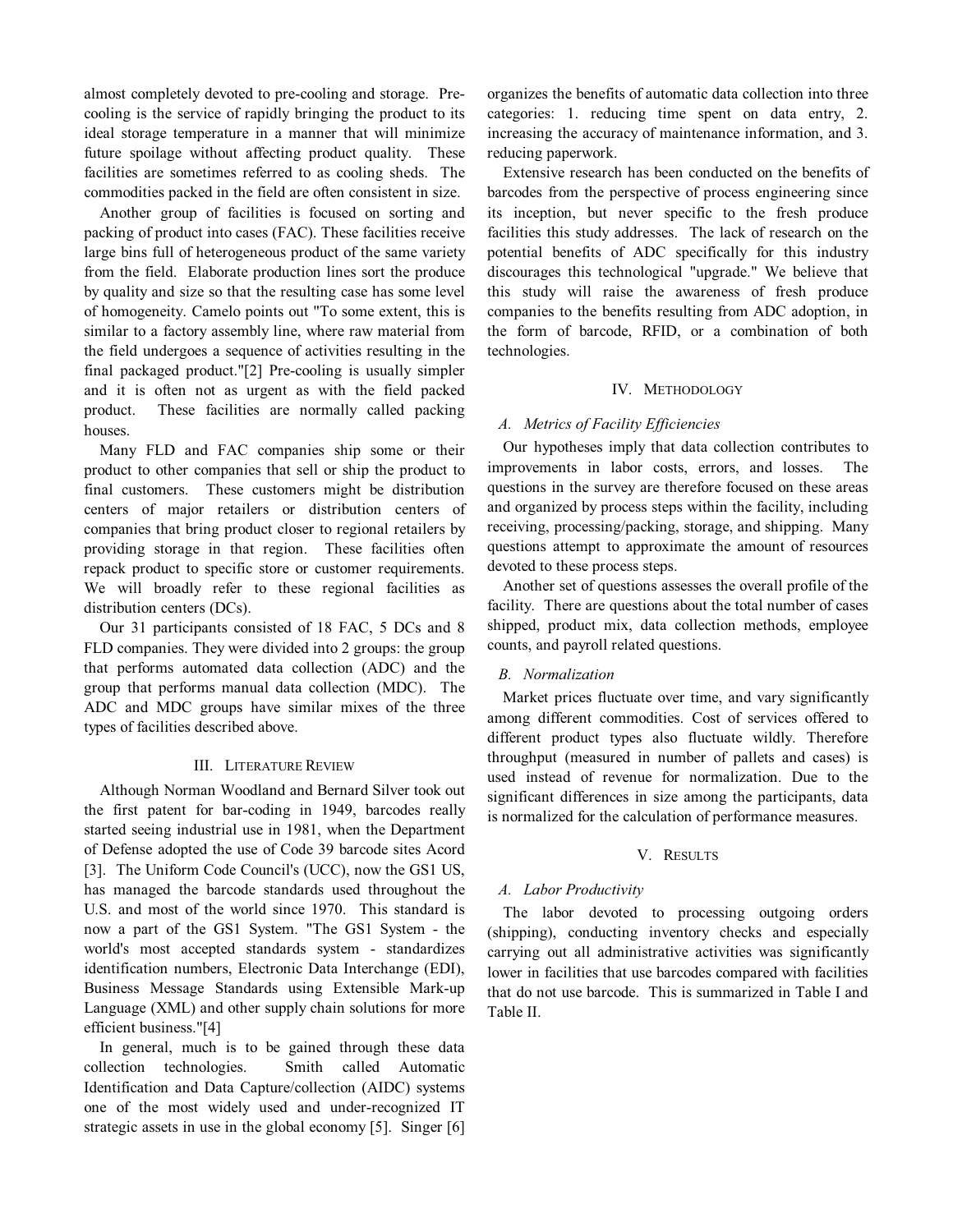almost completely devoted to pre-cooling and storage. Pre-cooling is the service of rapidly bringing the product to its ideal storage temperature in a manner that will minimize future spoilage without affecting product quality. These facilities are sometimes referred to as cooling sheds. The commodities packed in the field are often consistent in size.

Another group of facilities is focused on sorting and packing of product into cases (FAC). These facilities receive large bins full of heterogeneous product of the same variety from the field. Elaborate production lines sort the produce by quality and size so that the resulting case has some level of homogeneity. Camelo points out "To some extent, this is similar to a factory assembly line, where raw material from the field undergoes a sequence of activities resulting in the final packaged product."[2] Pre-cooling is usually simpler and it is often not as urgent as with the field packed product. These facilities are normally called packing houses.

Many FLD and FAC companies ship some or their product to other companies that sell or ship the product to final customers. These customers might be distribution centers of major retailers or distribution centers of companies that bring product closer to regional retailers by providing storage in that region. These facilities often repack product to specific store or customer requirements. We will broadly refer to these regional facilities as distribution centers (DCs).

Our 31 participants consisted of 18 FAC, 5 DCs and 8 FLD companies. They were divided into 2 groups: the group that performs automated data collection (ADC) and the group that performs manual data collection (MDC). The ADC and MDC groups have similar mixes of the three types of facilities described above.

## III. Literature Review

Although Norman Woodland and Bernard Silver took out the first patent for bar-coding in 1949, barcodes really started seeing industrial use in 1981, when the Department of Defense adopted the use of Code 39 barcode sites Acord [3]. The Uniform Code Council's (UCC), now the GS1 US, has managed the barcode standards used throughout the U.S. and most of the world since 1970. This standard is now a part of the GS1 System. "The GS1 System - the world's most accepted standards system - standardizes identification numbers, Electronic Data Interchange (EDI), Business Message Standards using Extensible Mark-up Language (XML) and other supply chain solutions for more efficient business."[4]

In general, much is to be gained through these data collection technologies. Smith called Automatic Identification and Data Capture/collection (AIDC) systems one of the most widely used and under-recognized IT strategic assets in use in the global economy [5]. Singer [6] organizes the benefits of automatic data collection into three categories: 1. reducing time spent on data entry, 2. increasing the accuracy of maintenance information, and 3. reducing paperwork.

Extensive research has been conducted on the benefits of barcodes from the perspective of process engineering since its inception, but never specific to the fresh produce facilities this study addresses. The lack of research on the potential benefits of ADC specifically for this industry discourages this technological "upgrade." We believe that this study will raise the awareness of fresh produce companies to the benefits resulting from ADC adoption, in the form of barcode, RFID, or a combination of both technologies.

## IV. Methodology

### A. Metrics of Facility Efficiencies

Our hypotheses imply that data collection contributes to improvements in labor costs, errors, and losses. The questions in the survey are therefore focused on these areas and organized by process steps within the facility, including receiving, processing/packing, storage, and shipping. Many questions attempt to approximate the amount of resources devoted to these process steps.

Another set of questions assesses the overall profile of the facility. There are questions about the total number of cases shipped, product mix, data collection methods, employee counts, and payroll related questions.

### B. Normalization

Market prices fluctuate over time, and vary significantly among different commodities. Cost of services offered to different product types also fluctuate wildly. Therefore throughput (measured in number of pallets and cases) is used instead of revenue for normalization. Due to the significant differences in size among the participants, data is normalized for the calculation of performance measures.

## V. Results

### A. Labor Productivity

The labor devoted to processing outgoing orders (shipping), conducting inventory checks and especially carrying out all administrative activities was significantly lower in facilities that use barcodes compared with facilities that do not use barcode. This is summarized in Table I and Table II.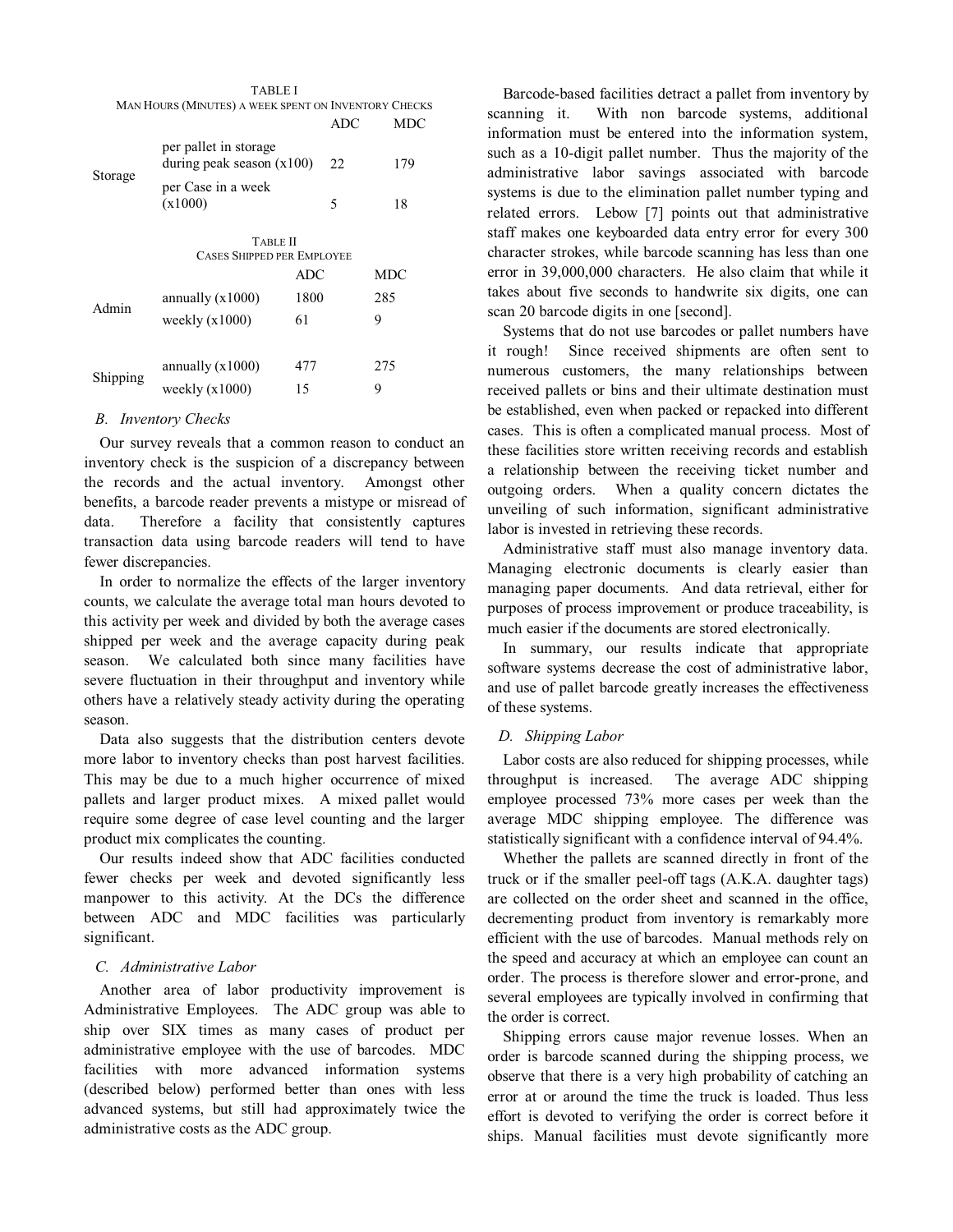TABLE I
MAN HOURS (MINUTES) A WEEK SPENT ON INVENTORY CHECKS

| | | ADC | MDC |
|---|---|---|---|
| Storage | per pallet in storage during peak season (x100) | 22 | 179 |
| | per Case in a week (x1000) | 5 | 18 |

TABLE II
CASES SHIPPED PER EMPLOYEE

| | | ADC | MDC |
|---|---|---|---|
| Admin | annually (x1000) | 1800 | 285 |
| | weekly (x1000) | 61 | 9 |
| Shipping | annually (x1000) | 477 | 275 |
| | weekly (x1000) | 15 | 9 |

### B. Inventory Checks

Our survey reveals that a common reason to conduct an inventory check is the suspicion of a discrepancy between the records and the actual inventory. Amongst other benefits, a barcode reader prevents a mistype or misread of data. Therefore a facility that consistently captures transaction data using barcode readers will tend to have fewer discrepancies.

In order to normalize the effects of the larger inventory counts, we calculate the average total man hours devoted to this activity per week and divided by both the average cases shipped per week and the average capacity during peak season. We calculated both since many facilities have severe fluctuation in their throughput and inventory while others have a relatively steady activity during the operating season.

Data also suggests that the distribution centers devote more labor to inventory checks than post harvest facilities. This may be due to a much higher occurrence of mixed pallets and larger product mixes. A mixed pallet would require some degree of case level counting and the larger product mix complicates the counting.

Our results indeed show that ADC facilities conducted fewer checks per week and devoted significantly less manpower to this activity. At the DCs the difference between ADC and MDC facilities was particularly significant.

### C. Administrative Labor

Another area of labor productivity improvement is Administrative Employees. The ADC group was able to ship over SIX times as many cases of product per administrative employee with the use of barcodes. MDC facilities with more advanced information systems (described below) performed better than ones with less advanced systems, but still had approximately twice the administrative costs as the ADC group.

Barcode-based facilities detract a pallet from inventory by scanning it. With non barcode systems, additional information must be entered into the information system, such as a 10-digit pallet number. Thus the majority of the administrative labor savings associated with barcode systems is due to the elimination pallet number typing and related errors. Lebow [7] points out that administrative staff makes one keyboarded data entry error for every 300 character strokes, while barcode scanning has less than one error in 39,000,000 characters. He also claim that while it takes about five seconds to handwrite six digits, one can scan 20 barcode digits in one [second].

Systems that do not use barcodes or pallet numbers have it rough! Since received shipments are often sent to numerous customers, the many relationships between received pallets or bins and their ultimate destination must be established, even when packed or repacked into different cases. This is often a complicated manual process. Most of these facilities store written receiving records and establish a relationship between the receiving ticket number and outgoing orders. When a quality concern dictates the unveiling of such information, significant administrative labor is invested in retrieving these records.

Administrative staff must also manage inventory data. Managing electronic documents is clearly easier than managing paper documents. And data retrieval, either for purposes of process improvement or produce traceability, is much easier if the documents are stored electronically.

In summary, our results indicate that appropriate software systems decrease the cost of administrative labor, and use of pallet barcode greatly increases the effectiveness of these systems.

### D. Shipping Labor

Labor costs are also reduced for shipping processes, while throughput is increased. The average ADC shipping employee processed 73% more cases per week than the average MDC shipping employee. The difference was statistically significant with a confidence interval of 94.4%.

Whether the pallets are scanned directly in front of the truck or if the smaller peel-off tags (A.K.A. daughter tags) are collected on the order sheet and scanned in the office, decrementing product from inventory is remarkably more efficient with the use of barcodes. Manual methods rely on the speed and accuracy at which an employee can count an order. The process is therefore slower and error-prone, and several employees are typically involved in confirming that the order is correct.

Shipping errors cause major revenue losses. When an order is barcode scanned during the shipping process, we observe that there is a very high probability of catching an error at or around the time the truck is loaded. Thus less effort is devoted to verifying the order is correct before it ships. Manual facilities must devote significantly more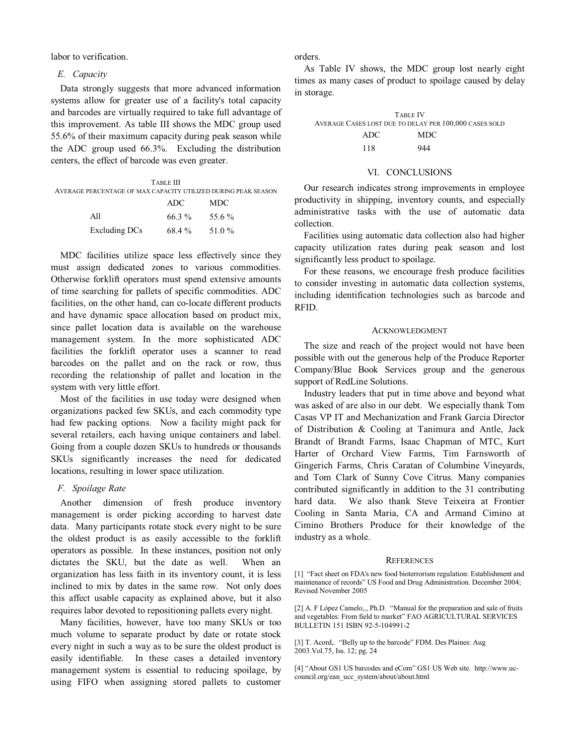labor to verification.

### *E. Capacity*

Data strongly suggests that more advanced information systems allow for greater use of a facility's total capacity and barcodes are virtually required to take full advantage of this improvement. As table III shows the MDC group used 55.6% of their maximum capacity during peak season while the ADC group used 66.3%. Excluding the distribution centers, the effect of barcode was even greater.

TABLE III
AVERAGE PERCENTAGE OF MAX CAPACITY UTILIZED DURING PEAK SEASON

| | ADC | MDC |
|---|---|---|
| All | 66.3 % | 55.6 % |
| Excluding DCs | 68.4 % | 51.0 % |

MDC facilities utilize space less effectively since they must assign dedicated zones to various commodities. Otherwise forklift operators must spend extensive amounts of time searching for pallets of specific commodities. ADC facilities, on the other hand, can co-locate different products and have dynamic space allocation based on product mix, since pallet location data is available on the warehouse management system. In the more sophisticated ADC facilities the forklift operator uses a scanner to read barcodes on the pallet and on the rack or row, thus recording the relationship of pallet and location in the system with very little effort.

Most of the facilities in use today were designed when organizations packed few SKUs, and each commodity type had few packing options. Now a facility might pack for several retailers, each having unique containers and label. Going from a couple dozen SKUs to hundreds or thousands SKUs significantly increases the need for dedicated locations, resulting in lower space utilization.

### *F. Spoilage Rate*

Another dimension of fresh produce inventory management is order picking according to harvest date data. Many participants rotate stock every night to be sure the oldest product is as easily accessible to the forklift operators as possible. In these instances, position not only dictates the SKU, but the date as well. When an organization has less faith in its inventory count, it is less inclined to mix by dates in the same row. Not only does this affect usable capacity as explained above, but it also requires labor devoted to repositioning pallets every night.

Many facilities, however, have too many SKUs or too much volume to separate product by date or rotate stock every night in such a way as to be sure the oldest product is easily identifiable. In these cases a detailed inventory management system is essential to reducing spoilage, by using FIFO when assigning stored pallets to customer orders.

As Table IV shows, the MDC group lost nearly eight times as many cases of product to spoilage caused by delay in storage.

TABLE IV
AVERAGE CASES LOST DUE TO DELAY PER 100,000 CASES SOLD

| ADC | MDC |
|---|---|
| 118 | 944 |

## VI. CONCLUSIONS

Our research indicates strong improvements in employee productivity in shipping, inventory counts, and especially administrative tasks with the use of automatic data collection.

Facilities using automatic data collection also had higher capacity utilization rates during peak season and lost significantly less product to spoilage.

For these reasons, we encourage fresh produce facilities to consider investing in automatic data collection systems, including identification technologies such as barcode and RFID.

## ACKNOWLEDGMENT

The size and reach of the project would not have been possible with out the generous help of the Produce Reporter Company/Blue Book Services group and the generous support of RedLine Solutions.

Industry leaders that put in time above and beyond what was asked of are also in our debt. We especially thank Tom Casas VP IT and Mechanization and Frank Garcia Director of Distribution & Cooling at Tanimura and Antle, Jack Brandt of Brandt Farms, Isaac Chapman of MTC, Kurt Harter of Orchard View Farms, Tim Farnsworth of Gingerich Farms, Chris Caratan of Columbine Vineyards, and Tom Clark of Sunny Cove Citrus. Many companies contributed significantly in addition to the 31 contributing hard data. We also thank Steve Teixeira at Frontier Cooling in Santa Maria, CA and Armand Cimino at Cimino Brothers Produce for their knowledge of the industry as a whole.

## REFERENCES

[1] "Fact sheet on FDA's new food bioterrorism regulation: Establishment and maintenance of records" US Food and Drug Administration. December 2004; Revised November 2005

[2] A. F López Camelo,., Ph.D. "Manual for the preparation and sale of fruits and vegetables: From field to market" FAO AGRICULTURAL SERVICES BULLETIN 151 ISBN 92-5-104991-2

[3] T. Acord,. "Belly up to the barcode" FDM. Des Plaines: Aug 2003.Vol.75, Iss. 12; pg. 24

[4] "About GS1 US barcodes and eCom" GS1 US Web site. http://www.uc-council.org/ean_ucc_system/about/about.html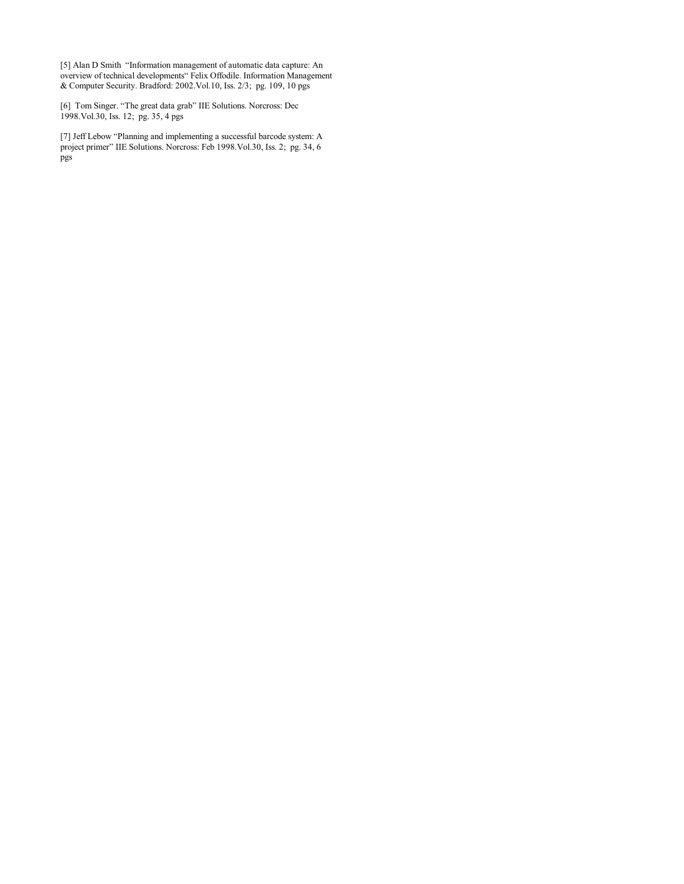[5] Alan D Smith "Information management of automatic data capture: An overview of technical developments" Felix Offodile. Information Management & Computer Security. Bradford: 2002.Vol.10, Iss. 2/3; pg. 109, 10 pgs

[6] Tom Singer. "The great data grab" IIE Solutions. Norcross: Dec 1998.Vol.30, Iss. 12; pg. 35, 4 pgs

[7] Jeff Lebow "Planning and implementing a successful barcode system: A project primer" IIE Solutions. Norcross: Feb 1998.Vol.30, Iss. 2; pg. 34, 6 pgs